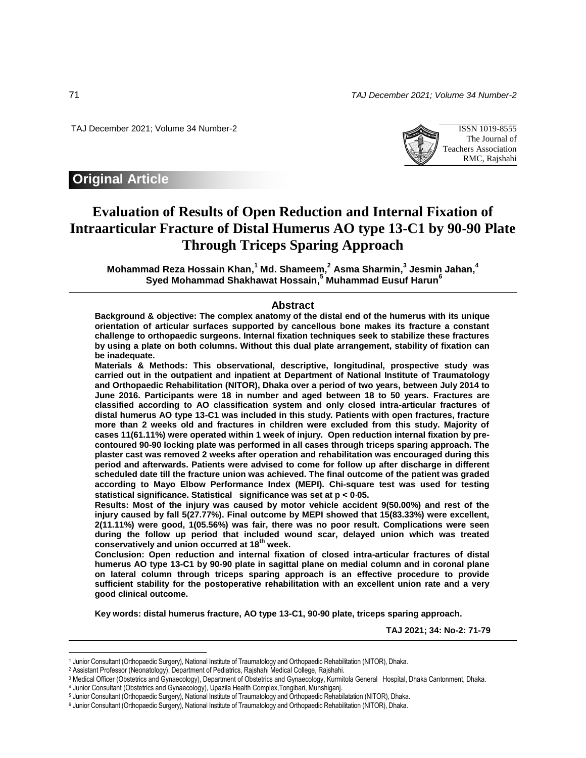ISSN 1019-8555
The Journal of
Teachers Association
RMC, Rajshahi

**Original Article**

# Evaluation of Results of Open Reduction and Internal Fixation of Intraarticular Fracture of Distal Humerus AO type 13-C1 by 90-90 Plate Through Triceps Sparing Approach

**Mohammad Reza Hossain Khan,[1] Md. Shameem,[2] Asma Sharmin,[3] Jesmin Jahan,[4] Syed Mohammad Shakhawat Hossain,[5] Muhammad Eusuf Harun[6]**

## Abstract

**Background & objective: The complex anatomy of the distal end of the humerus with its unique orientation of articular surfaces supported by cancellous bone makes its fracture a constant challenge to orthopaedic surgeons. Internal fixation techniques seek to stabilize these fractures by using a plate on both columns. Without this dual plate arrangement, stability of fixation can be inadequate.**

**Materials & Methods: This observational, descriptive, longitudinal, prospective study was carried out in the outpatient and inpatient at Department of National Institute of Traumatology and Orthopaedic Rehabilitation (NITOR), Dhaka over a period of two years, between July 2014 to June 2016. Participants were 18 in number and aged between 18 to 50 years. Fractures are classified according to AO classification system and only closed intra-articular fractures of distal humerus AO type 13-C1 was included in this study. Patients with open fractures, fracture more than 2 weeks old and fractures in children were excluded from this study. Majority of cases 11(61.11%) were operated within 1 week of injury. Open reduction internal fixation by pre-contoured 90-90 locking plate was performed in all cases through triceps sparing approach. The plaster cast was removed 2 weeks after operation and rehabilitation was encouraged during this period and afterwards. Patients were advised to come for follow up after discharge in different scheduled date till the fracture union was achieved. The final outcome of the patient was graded according to Mayo Elbow Performance Index (MEPI). Chi-square test was used for testing statistical significance. Statistical significance was set at $p < 0{\cdot}05$.**

**Results: Most of the injury was caused by motor vehicle accident 9(50.00%) and rest of the injury caused by fall 5(27.77%). Final outcome by MEPI showed that 15(83.33%) were excellent, 2(11.11%) were good, 1(05.56%) was fair, there was no poor result. Complications were seen during the follow up period that included wound scar, delayed union which was treated conservatively and union occurred at 18th week.**

**Conclusion: Open reduction and internal fixation of closed intra-articular fractures of distal humerus AO type 13-C1 by 90-90 plate in sagittal plane on medial column and in coronal plane on lateral column through triceps sparing approach is an effective procedure to provide sufficient stability for the postoperative rehabilitation with an excellent union rate and a very good clinical outcome.**

**Key words: distal humerus fracture, AO type 13-C1, 90-90 plate, triceps sparing approach.**

**TAJ 2021; 34: No-2: 71-79**

---

[1] Junior Consultant (Orthopaedic Surgery), National Institute of Traumatology and Orthopaedic Rehabilitation (NITOR), Dhaka.
[2] Assistant Professor (Neonatology), Department of Pediatrics, Rajshahi Medical College, Rajshahi.
[3] Medical Officer (Obstetrics and Gynaecology), Department of Obstetrics and Gynaecology, Kurmitola General Hospital, Dhaka Cantonment, Dhaka.
[4] Junior Consultant (Obstetrics and Gynaecology), Upazila Health Complex,Tongibari, Munshiganj.
[5] Junior Consultant (Orthopaedic Surgery), National Institute of Traumatology and Orthopaedic Rehabilatation (NITOR), Dhaka.
[6] Junior Consultant (Orthopaedic Surgery), National Institute of Traumatology and Orthopaedic Rehabilitation (NITOR), Dhaka.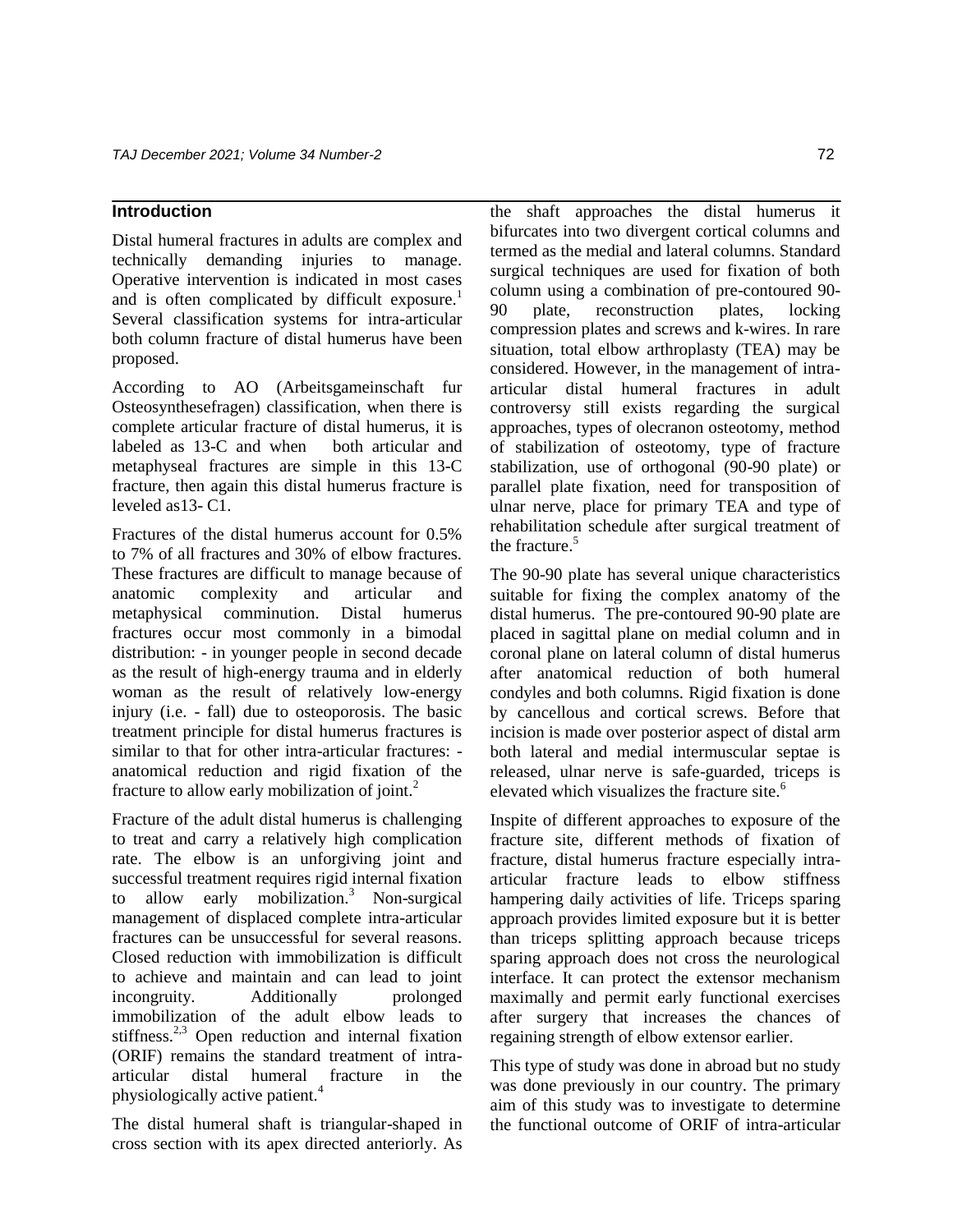## Introduction

Distal humeral fractures in adults are complex and technically demanding injuries to manage. Operative intervention is indicated in most cases and is often complicated by difficult exposure.[1] Several classification systems for intra-articular both column fracture of distal humerus have been proposed.

According to AO (Arbeitsgameinschaft fur Osteosynthesefragen) classification, when there is complete articular fracture of distal humerus, it is labeled as 13-C and when both articular and metaphyseal fractures are simple in this 13-C fracture, then again this distal humerus fracture is leveled as13- C1.

Fractures of the distal humerus account for 0.5% to 7% of all fractures and 30% of elbow fractures. These fractures are difficult to manage because of anatomic complexity and articular and metaphysical comminution. Distal humerus fractures occur most commonly in a bimodal distribution: - in younger people in second decade as the result of high-energy trauma and in elderly woman as the result of relatively low-energy injury (i.e. - fall) due to osteoporosis. The basic treatment principle for distal humerus fractures is similar to that for other intra-articular fractures: - anatomical reduction and rigid fixation of the fracture to allow early mobilization of joint.[2]

Fracture of the adult distal humerus is challenging to treat and carry a relatively high complication rate. The elbow is an unforgiving joint and successful treatment requires rigid internal fixation to allow early mobilization.[3] Non-surgical management of displaced complete intra-articular fractures can be unsuccessful for several reasons. Closed reduction with immobilization is difficult to achieve and maintain and can lead to joint incongruity. Additionally prolonged immobilization of the adult elbow leads to stiffness.[2,3] Open reduction and internal fixation (ORIF) remains the standard treatment of intra-articular distal humeral fracture in the physiologically active patient.[4]

The distal humeral shaft is triangular-shaped in cross section with its apex directed anteriorly. As the shaft approaches the distal humerus it bifurcates into two divergent cortical columns and termed as the medial and lateral columns. Standard surgical techniques are used for fixation of both column using a combination of pre-contoured 90-90 plate, reconstruction plates, locking compression plates and screws and k-wires. In rare situation, total elbow arthroplasty (TEA) may be considered. However, in the management of intra-articular distal humeral fractures in adult controversy still exists regarding the surgical approaches, types of olecranon osteotomy, method of stabilization of osteotomy, type of fracture stabilization, use of orthogonal (90-90 plate) or parallel plate fixation, need for transposition of ulnar nerve, place for primary TEA and type of rehabilitation schedule after surgical treatment of the fracture.[5]

The 90-90 plate has several unique characteristics suitable for fixing the complex anatomy of the distal humerus. The pre-contoured 90-90 plate are placed in sagittal plane on medial column and in coronal plane on lateral column of distal humerus after anatomical reduction of both humeral condyles and both columns. Rigid fixation is done by cancellous and cortical screws. Before that incision is made over posterior aspect of distal arm both lateral and medial intermuscular septae is released, ulnar nerve is safe-guarded, triceps is elevated which visualizes the fracture site.[6]

Inspite of different approaches to exposure of the fracture site, different methods of fixation of fracture, distal humerus fracture especially intra-articular fracture leads to elbow stiffness hampering daily activities of life. Triceps sparing approach provides limited exposure but it is better than triceps splitting approach because triceps sparing approach does not cross the neurological interface. It can protect the extensor mechanism maximally and permit early functional exercises after surgery that increases the chances of regaining strength of elbow extensor earlier.

This type of study was done in abroad but no study was done previously in our country. The primary aim of this study was to investigate to determine the functional outcome of ORIF of intra-articular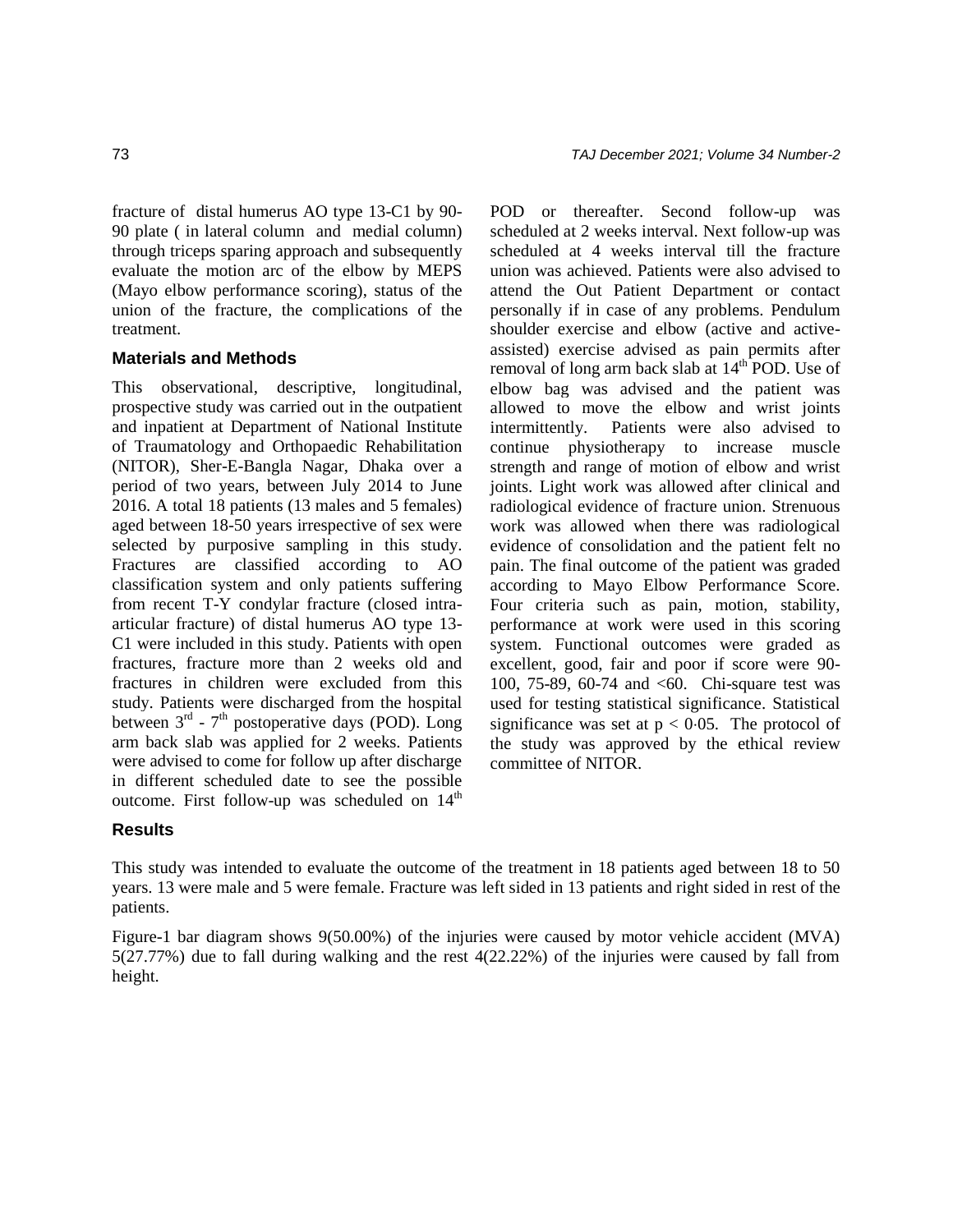fracture of distal humerus AO type 13-C1 by 90-90 plate ( in lateral column and medial column) through triceps sparing approach and subsequently evaluate the motion arc of the elbow by MEPS (Mayo elbow performance scoring), status of the union of the fracture, the complications of the treatment.

### Materials and Methods

This observational, descriptive, longitudinal, prospective study was carried out in the outpatient and inpatient at Department of National Institute of Traumatology and Orthopaedic Rehabilitation (NITOR), Sher-E-Bangla Nagar, Dhaka over a period of two years, between July 2014 to June 2016. A total 18 patients (13 males and 5 females) aged between 18-50 years irrespective of sex were selected by purposive sampling in this study. Fractures are classified according to AO classification system and only patients suffering from recent T-Y condylar fracture (closed intra-articular fracture) of distal humerus AO type 13-C1 were included in this study. Patients with open fractures, fracture more than 2 weeks old and fractures in children were excluded from this study. Patients were discharged from the hospital between 3rd - 7th postoperative days (POD). Long arm back slab was applied for 2 weeks. Patients were advised to come for follow up after discharge in different scheduled date to see the possible outcome. First follow-up was scheduled on 14th POD or thereafter. Second follow-up was scheduled at 2 weeks interval. Next follow-up was scheduled at 4 weeks interval till the fracture union was achieved. Patients were also advised to attend the Out Patient Department or contact personally if in case of any problems. Pendulum shoulder exercise and elbow (active and active-assisted) exercise advised as pain permits after removal of long arm back slab at 14th POD. Use of elbow bag was advised and the patient was allowed to move the elbow and wrist joints intermittently. Patients were also advised to continue physiotherapy to increase muscle strength and range of motion of elbow and wrist joints. Light work was allowed after clinical and radiological evidence of fracture union. Strenuous work was allowed when there was radiological evidence of consolidation and the patient felt no pain. The final outcome of the patient was graded according to Mayo Elbow Performance Score. Four criteria such as pain, motion, stability, performance at work were used in this scoring system. Functional outcomes were graded as excellent, good, fair and poor if score were 90-100, 75-89, 60-74 and <60. Chi-square test was used for testing statistical significance. Statistical significance was set at $p < 0.05$. The protocol of the study was approved by the ethical review committee of NITOR.

### Results

This study was intended to evaluate the outcome of the treatment in 18 patients aged between 18 to 50 years. 13 were male and 5 were female. Fracture was left sided in 13 patients and right sided in rest of the patients.

Figure-1 bar diagram shows 9(50.00%) of the injuries were caused by motor vehicle accident (MVA) 5(27.77%) due to fall during walking and the rest 4(22.22%) of the injuries were caused by fall from height.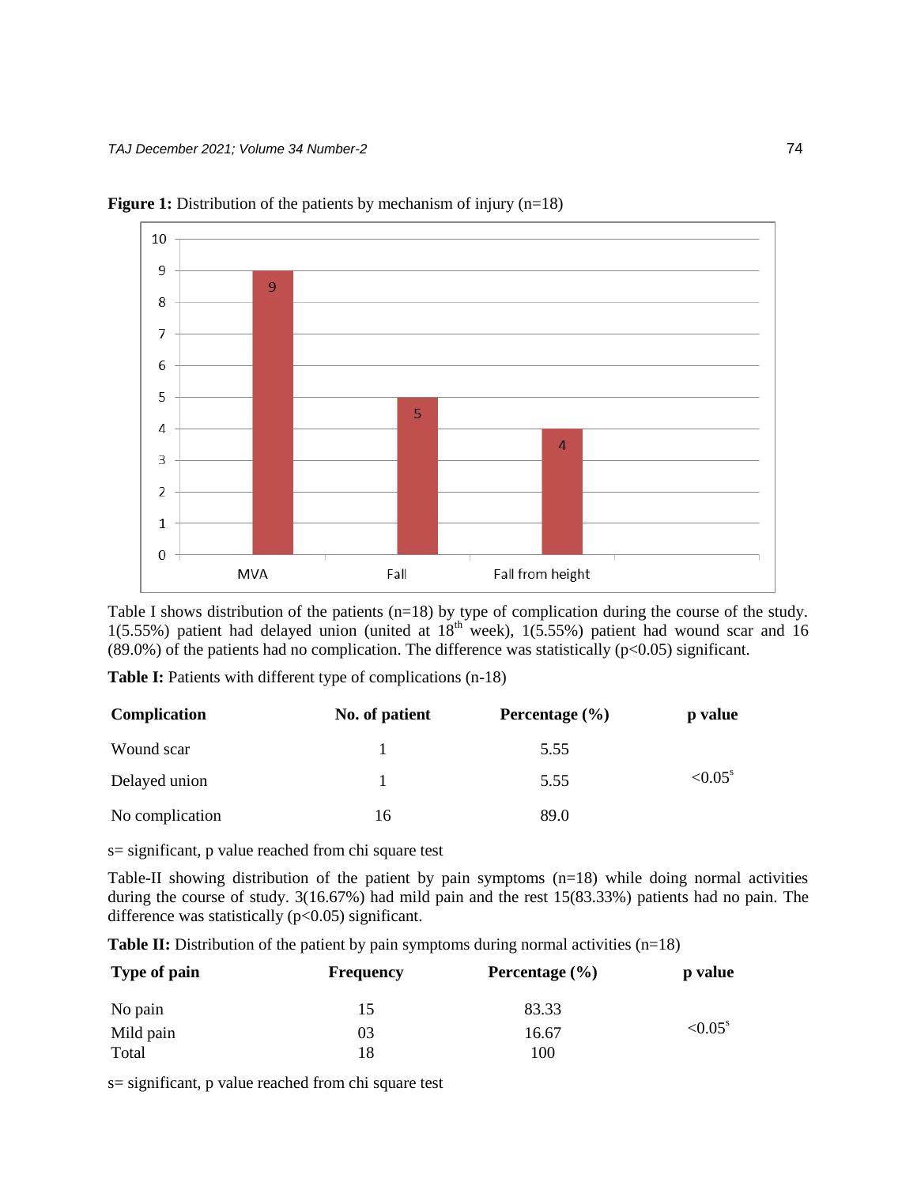**Figure 1:** Distribution of the patients by mechanism of injury (n=18)

| Mechanism of injury | No. of patients |
|---|---|
| MVA | 9 |
| Fall | 5 |
| Fall from height | 4 |

Table I shows distribution of the patients (n=18) by type of complication during the course of the study. 1(5.55%) patient had delayed union (united at 18th week), 1(5.55%) patient had wound scar and 16 (89.0%) of the patients had no complication. The difference was statistically ($p<0.05$) significant.

**Table I:** Patients with different type of complications (n-18)

| Complication | No. of patient | Percentage (%) | p value |
|---|---|---|---|
| Wound scar | 1 | 5.55 | |
| Delayed union | 1 | 5.55 | <0.05[s] |
| No complication | 16 | 89.0 | |

s= significant, p value reached from chi square test

Table-II showing distribution of the patient by pain symptoms (n=18) while doing normal activities during the course of study. 3(16.67%) had mild pain and the rest 15(83.33%) patients had no pain. The difference was statistically ($p<0.05$) significant.

**Table II:** Distribution of the patient by pain symptoms during normal activities (n=18)

| Type of pain | Frequency | Percentage (%) | p value |
|---|---|---|---|
| No pain | 15 | 83.33 | |
| Mild pain | 03 | 16.67 | <0.05[s] |
| Total | 18 | 100 | |

s= significant, p value reached from chi square test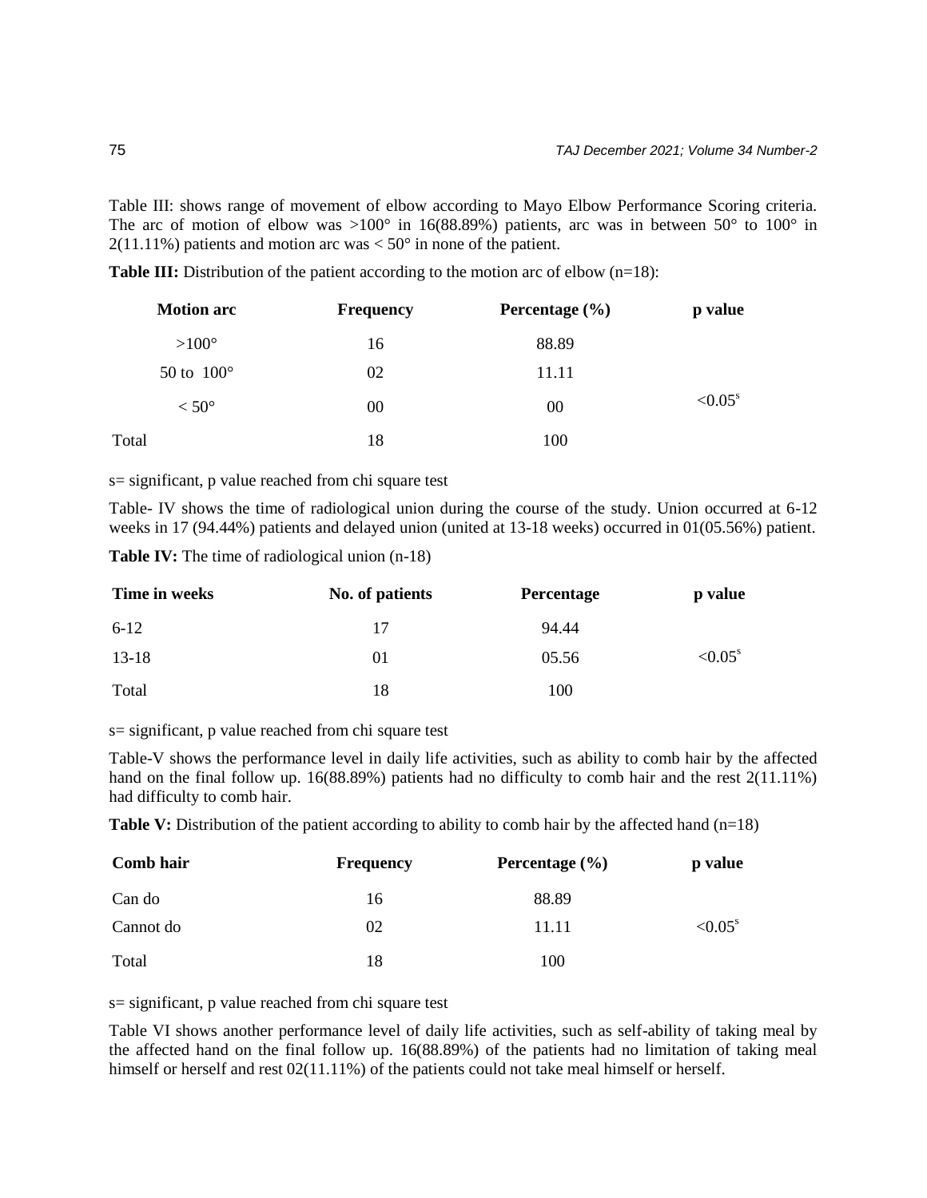Table III: shows range of movement of elbow according to Mayo Elbow Performance Scoring criteria. The arc of motion of elbow was >100° in 16(88.89%) patients, arc was in between 50° to 100° in 2(11.11%) patients and motion arc was < 50° in none of the patient.

**Table III:** Distribution of the patient according to the motion arc of elbow (n=18):

| Motion arc | Frequency | Percentage (%) | p value |
|---|---|---|---|
| >100° | 16 | 88.89 | |
| 50 to 100° | 02 | 11.11 | |
| < 50° | 00 | 00 | <0.05[s] |
| Total | 18 | 100 | |

s= significant, p value reached from chi square test

Table- IV shows the time of radiological union during the course of the study. Union occurred at 6-12 weeks in 17 (94.44%) patients and delayed union (united at 13-18 weeks) occurred in 01(05.56%) patient.

**Table IV:** The time of radiological union (n-18)

| Time in weeks | No. of patients | Percentage | p value |
|---|---|---|---|
| 6-12 | 17 | 94.44 | |
| 13-18 | 01 | 05.56 | <0.05[s] |
| Total | 18 | 100 | |

s= significant, p value reached from chi square test

Table-V shows the performance level in daily life activities, such as ability to comb hair by the affected hand on the final follow up. 16(88.89%) patients had no difficulty to comb hair and the rest 2(11.11%) had difficulty to comb hair.

**Table V:** Distribution of the patient according to ability to comb hair by the affected hand (n=18)

| Comb hair | Frequency | Percentage (%) | p value |
|---|---|---|---|
| Can do | 16 | 88.89 | |
| Cannot do | 02 | 11.11 | <0.05[s] |
| Total | 18 | 100 | |

s= significant, p value reached from chi square test

Table VI shows another performance level of daily life activities, such as self-ability of taking meal by the affected hand on the final follow up. 16(88.89%) of the patients had no limitation of taking meal himself or herself and rest 02(11.11%) of the patients could not take meal himself or herself.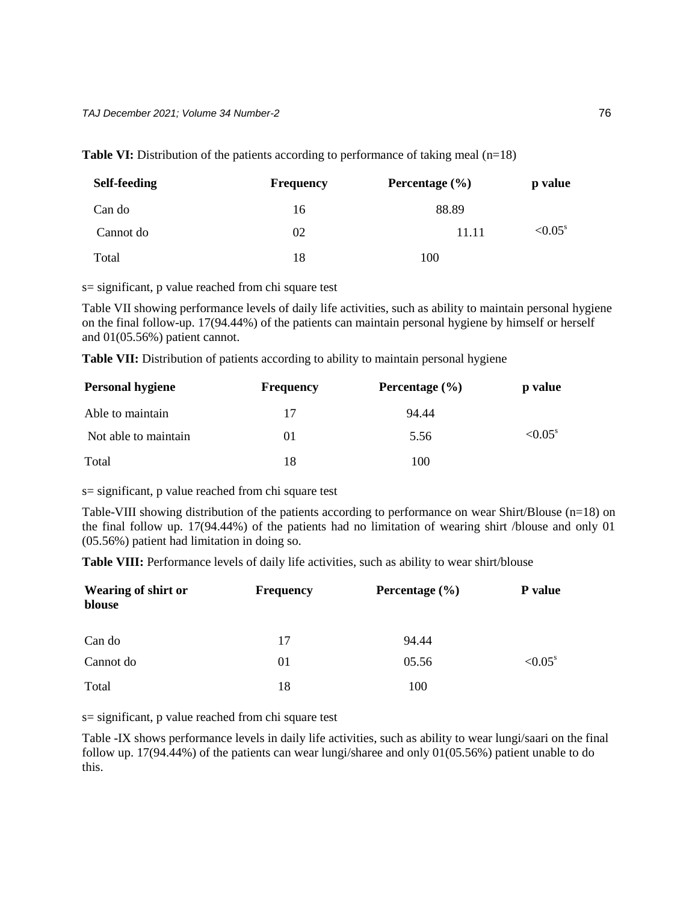**Table VI:** Distribution of the patients according to performance of taking meal (n=18)

| Self-feeding | Frequency | Percentage (%) | p value |
|---|---|---|---|
| Can do | 16 | 88.89 | |
| Cannot do | 02 | 11.11 | <0.05[s] |
| Total | 18 | 100 | |

s= significant, p value reached from chi square test

Table VII showing performance levels of daily life activities, such as ability to maintain personal hygiene on the final follow-up. 17(94.44%) of the patients can maintain personal hygiene by himself or herself and 01(05.56%) patient cannot.

**Table VII:** Distribution of patients according to ability to maintain personal hygiene

| Personal hygiene | Frequency | Percentage (%) | p value |
|---|---|---|---|
| Able to maintain | 17 | 94.44 | |
| Not able to maintain | 01 | 5.56 | <0.05[s] |
| Total | 18 | 100 | |

s= significant, p value reached from chi square test

Table-VIII showing distribution of the patients according to performance on wear Shirt/Blouse (n=18) on the final follow up. 17(94.44%) of the patients had no limitation of wearing shirt /blouse and only 01 (05.56%) patient had limitation in doing so.

**Table VIII:** Performance levels of daily life activities, such as ability to wear shirt/blouse

| Wearing of shirt or blouse | Frequency | Percentage (%) | P value |
|---|---|---|---|
| Can do | 17 | 94.44 | |
| Cannot do | 01 | 05.56 | <0.05[s] |
| Total | 18 | 100 | |

s= significant, p value reached from chi square test

Table -IX shows performance levels in daily life activities, such as ability to wear lungi/saari on the final follow up. 17(94.44%) of the patients can wear lungi/sharee and only 01(05.56%) patient unable to do this.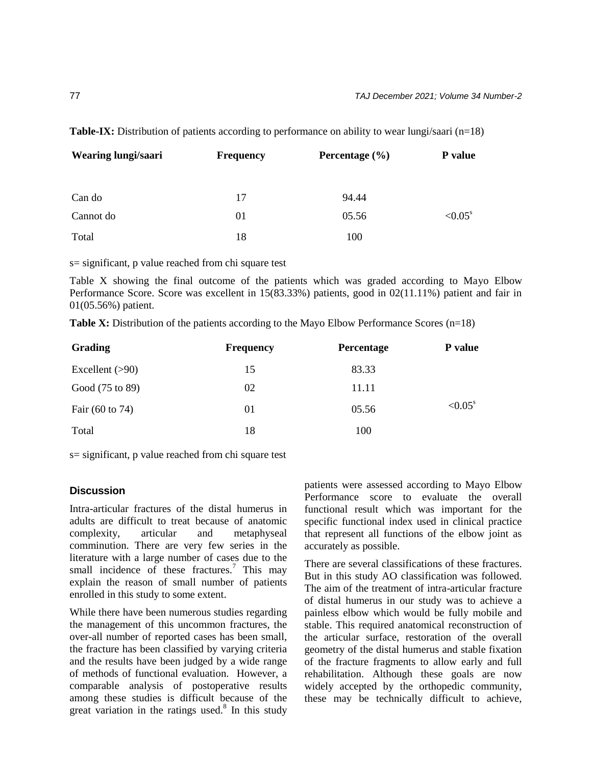**Table-IX:** Distribution of patients according to performance on ability to wear lungi/saari (n=18)

| Wearing lungi/saari | Frequency | Percentage (%) | P value |
|---|---|---|---|
| Can do | 17 | 94.44 | |
| Cannot do | 01 | 05.56 | <0.05[s] |
| Total | 18 | 100 | |

s= significant, p value reached from chi square test

Table X showing the final outcome of the patients which was graded according to Mayo Elbow Performance Score. Score was excellent in 15(83.33%) patients, good in 02(11.11%) patient and fair in 01(05.56%) patient.

**Table X:** Distribution of the patients according to the Mayo Elbow Performance Scores (n=18)

| Grading | Frequency | Percentage | P value |
|---|---|---|---|
| Excellent (>90) | 15 | 83.33 | |
| Good (75 to 89) | 02 | 11.11 | |
| Fair (60 to 74) | 01 | 05.56 | <0.05[s] |
| Total | 18 | 100 | |

s= significant, p value reached from chi square test

### Discussion

Intra-articular fractures of the distal humerus in adults are difficult to treat because of anatomic complexity, articular and metaphyseal comminution. There are very few series in the literature with a large number of cases due to the small incidence of these fractures.[7] This may explain the reason of small number of patients enrolled in this study to some extent.

While there have been numerous studies regarding the management of this uncommon fractures, the over-all number of reported cases has been small, the fracture has been classified by varying criteria and the results have been judged by a wide range of methods of functional evaluation. However, a comparable analysis of postoperative results among these studies is difficult because of the great variation in the ratings used.[8] In this study patients were assessed according to Mayo Elbow Performance score to evaluate the overall functional result which was important for the specific functional index used in clinical practice that represent all functions of the elbow joint as accurately as possible.

There are several classifications of these fractures. But in this study AO classification was followed. The aim of the treatment of intra-articular fracture of distal humerus in our study was to achieve a painless elbow which would be fully mobile and stable. This required anatomical reconstruction of the articular surface, restoration of the overall geometry of the distal humerus and stable fixation of the fracture fragments to allow early and full rehabilitation. Although these goals are now widely accepted by the orthopedic community, these may be technically difficult to achieve,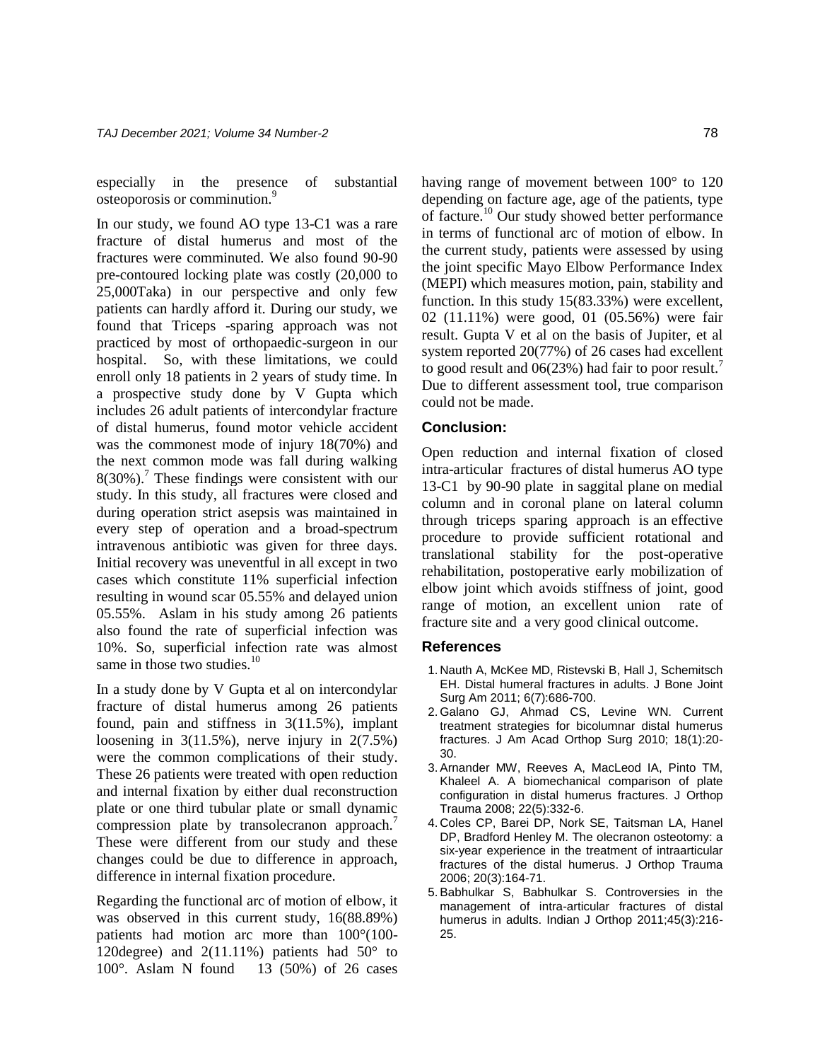especially in the presence of substantial osteoporosis or comminution.[9]

In our study, we found AO type 13-C1 was a rare fracture of distal humerus and most of the fractures were comminuted. We also found 90-90 pre-contoured locking plate was costly (20,000 to 25,000Taka) in our perspective and only few patients can hardly afford it. During our study, we found that Triceps -sparing approach was not practiced by most of orthopaedic-surgeon in our hospital. So, with these limitations, we could enroll only 18 patients in 2 years of study time. In a prospective study done by V Gupta which includes 26 adult patients of intercondylar fracture of distal humerus, found motor vehicle accident was the commonest mode of injury 18(70%) and the next common mode was fall during walking 8(30%).[7] These findings were consistent with our study. In this study, all fractures were closed and during operation strict asepsis was maintained in every step of operation and a broad-spectrum intravenous antibiotic was given for three days. Initial recovery was uneventful in all except in two cases which constitute 11% superficial infection resulting in wound scar 05.55% and delayed union 05.55%. Aslam in his study among 26 patients also found the rate of superficial infection was 10%. So, superficial infection rate was almost same in those two studies.[10]

In a study done by V Gupta et al on intercondylar fracture of distal humerus among 26 patients found, pain and stiffness in 3(11.5%), implant loosening in 3(11.5%), nerve injury in 2(7.5%) were the common complications of their study. These 26 patients were treated with open reduction and internal fixation by either dual reconstruction plate or one third tubular plate or small dynamic compression plate by transolecranon approach.[7] These were different from our study and these changes could be due to difference in approach, difference in internal fixation procedure.

Regarding the functional arc of motion of elbow, it was observed in this current study, 16(88.89%) patients had motion arc more than 100°(100-120degree) and 2(11.11%) patients had 50° to 100°. Aslam N found 13 (50%) of 26 cases having range of movement between 100° to 120 depending on facture age, age of the patients, type of facture.[10] Our study showed better performance in terms of functional arc of motion of elbow. In the current study, patients were assessed by using the joint specific Mayo Elbow Performance Index (MEPI) which measures motion, pain, stability and function. In this study 15(83.33%) were excellent, 02 (11.11%) were good, 01 (05.56%) were fair result. Gupta V et al on the basis of Jupiter, et al system reported 20(77%) of 26 cases had excellent to good result and 06(23%) had fair to poor result.[7] Due to different assessment tool, true comparison could not be made.

## Conclusion:

Open reduction and internal fixation of closed intra-articular fractures of distal humerus AO type 13-C1 by 90-90 plate in saggital plane on medial column and in coronal plane on lateral column through triceps sparing approach is an effective procedure to provide sufficient rotational and translational stability for the post-operative rehabilitation, postoperative early mobilization of elbow joint which avoids stiffness of joint, good range of motion, an excellent union rate of fracture site and a very good clinical outcome.

## References

1. Nauth A, McKee MD, Ristevski B, Hall J, Schemitsch EH. Distal humeral fractures in adults. J Bone Joint Surg Am 2011; 6(7):686-700.
2. Galano GJ, Ahmad CS, Levine WN. Current treatment strategies for bicolumnar distal humerus fractures. J Am Acad Orthop Surg 2010; 18(1):20-30.
3. Arnander MW, Reeves A, MacLeod IA, Pinto TM, Khaleel A. A biomechanical comparison of plate configuration in distal humerus fractures. J Orthop Trauma 2008; 22(5):332-6.
4. Coles CP, Barei DP, Nork SE, Taitsman LA, Hanel DP, Bradford Henley M. The olecranon osteotomy: a six-year experience in the treatment of intraarticular fractures of the distal humerus. J Orthop Trauma 2006; 20(3):164-71.
5. Babhulkar S, Babhulkar S. Controversies in the management of intra-articular fractures of distal humerus in adults. Indian J Orthop 2011;45(3):216-25.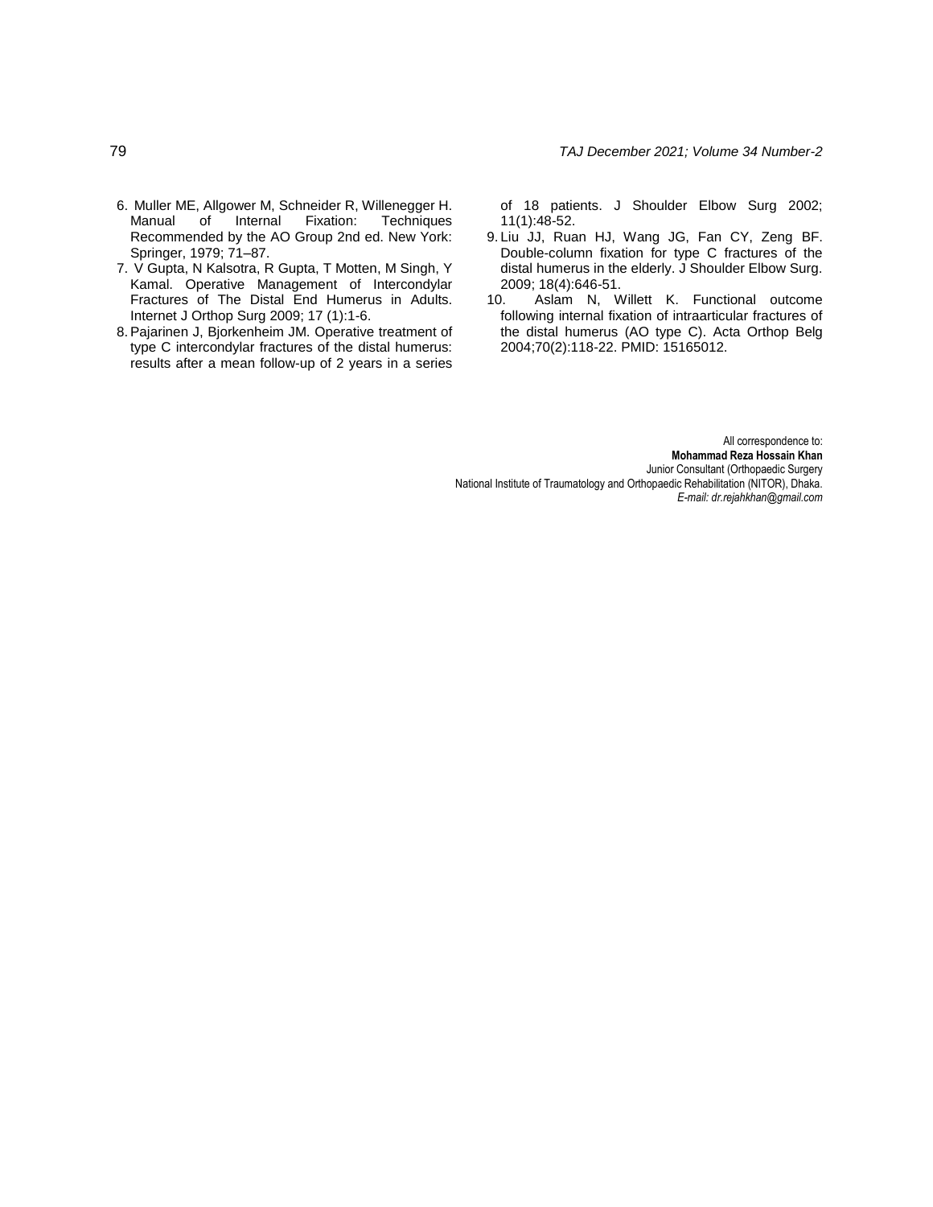6. Muller ME, Allgower M, Schneider R, Willenegger H. Manual of Internal Fixation: Techniques Recommended by the AO Group 2nd ed. New York: Springer, 1979; 71–87.
7. V Gupta, N Kalsotra, R Gupta, T Motten, M Singh, Y Kamal. Operative Management of Intercondylar Fractures of The Distal End Humerus in Adults. Internet J Orthop Surg 2009; 17 (1):1-6.
8. Pajarinen J, Bjorkenheim JM. Operative treatment of type C intercondylar fractures of the distal humerus: results after a mean follow-up of 2 years in a series of 18 patients. J Shoulder Elbow Surg 2002; 11(1):48-52.
9. Liu JJ, Ruan HJ, Wang JG, Fan CY, Zeng BF. Double-column fixation for type C fractures of the distal humerus in the elderly. J Shoulder Elbow Surg. 2009; 18(4):646-51.
10. Aslam N, Willett K. Functional outcome following internal fixation of intraarticular fractures of the distal humerus (AO type C). Acta Orthop Belg 2004;70(2):118-22. PMID: 15165012.

All correspondence to:
**Mohammad Reza Hossain Khan**
Junior Consultant (Orthopaedic Surgery
National Institute of Traumatology and Orthopaedic Rehabilitation (NITOR), Dhaka.
*E-mail: dr.rejahkhan@gmail.com*